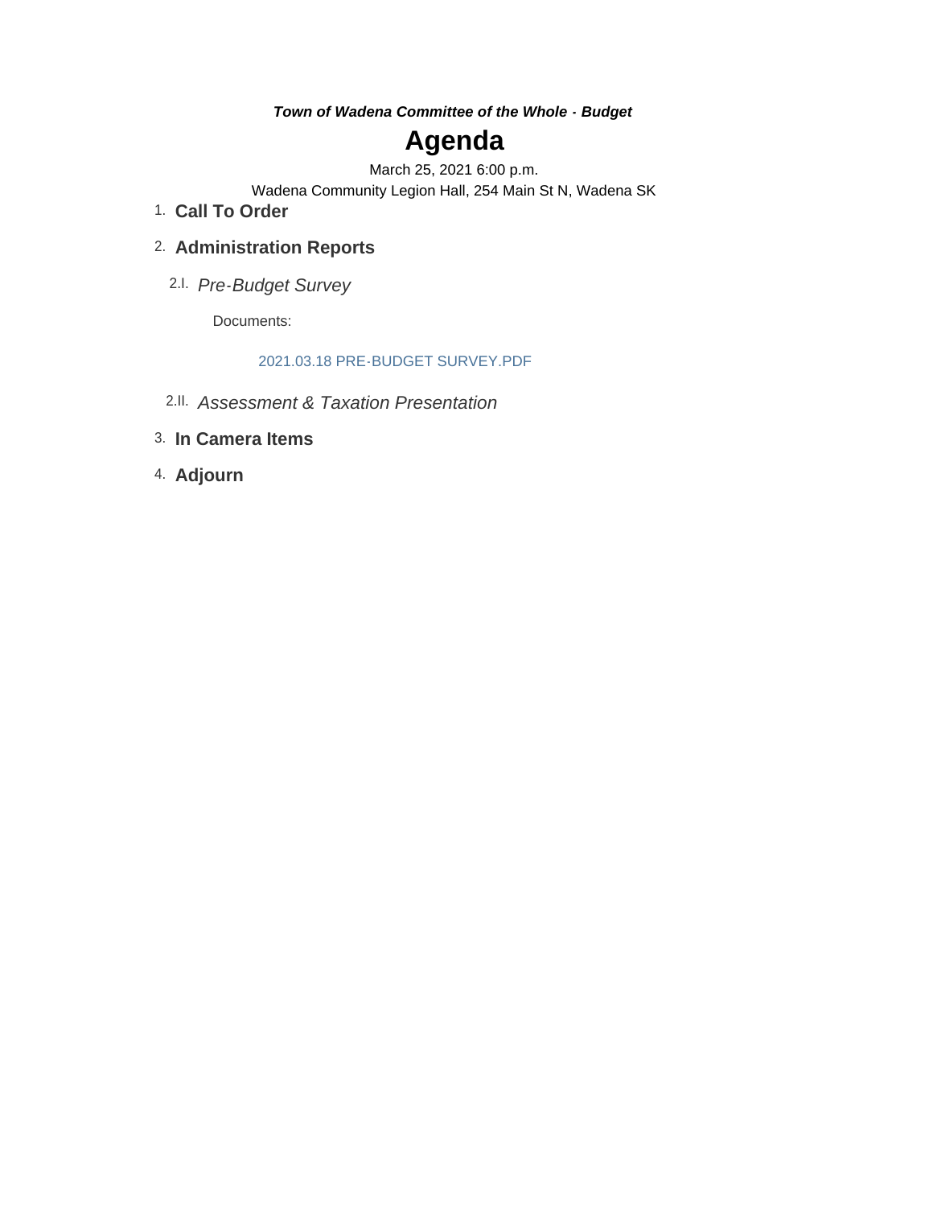***Town of Wadena Committee of the Whole - Budget***

# Agenda

March 25, 2021 6:00 p.m.

Wadena Community Legion Hall, 254 Main St N, Wadena SK

1. **Call To Order**

2. **Administration Reports**

   2.I. *Pre-Budget Survey*

   Documents:

   2021.03.18 PRE-BUDGET SURVEY.PDF

   2.II. *Assessment & Taxation Presentation*

3. **In Camera Items**

4. **Adjourn**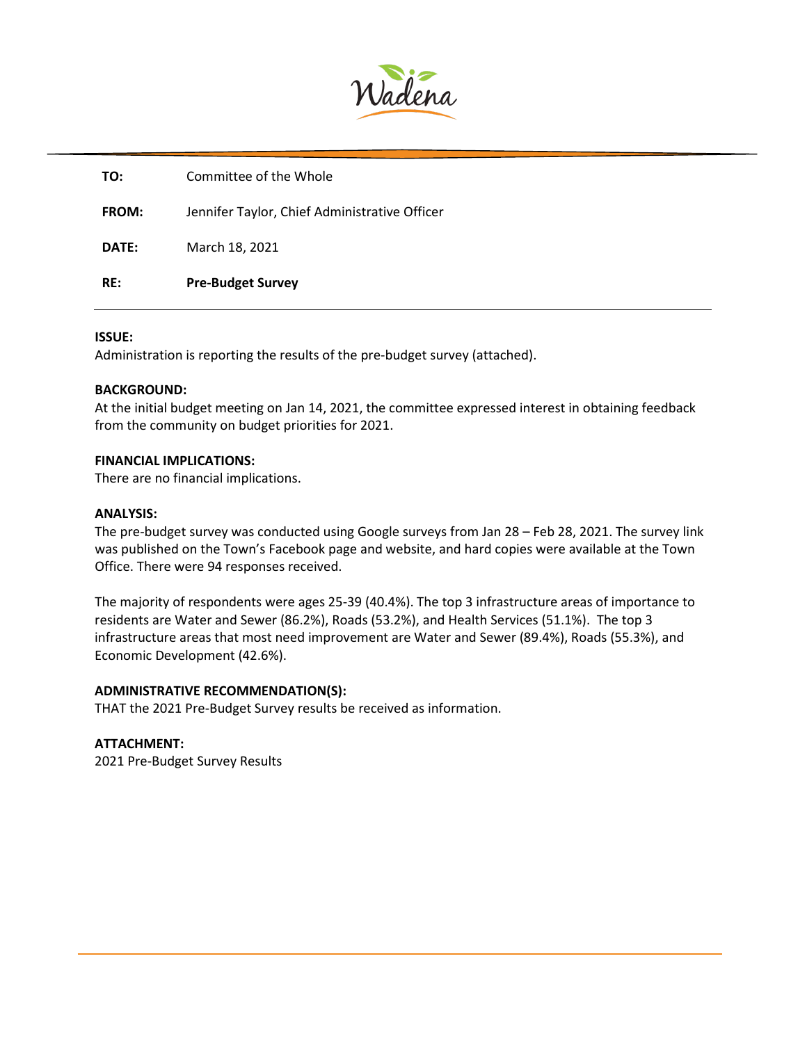Wadena

| | |
|---|---|
| **TO:** | Committee of the Whole |
| **FROM:** | Jennifer Taylor, Chief Administrative Officer |
| **DATE:** | March 18, 2021 |
| **RE:** | **Pre-Budget Survey** |

**ISSUE:**
Administration is reporting the results of the pre-budget survey (attached).

**BACKGROUND:**
At the initial budget meeting on Jan 14, 2021, the committee expressed interest in obtaining feedback from the community on budget priorities for 2021.

**FINANCIAL IMPLICATIONS:**
There are no financial implications.

**ANALYSIS:**
The pre-budget survey was conducted using Google surveys from Jan 28 – Feb 28, 2021. The survey link was published on the Town's Facebook page and website, and hard copies were available at the Town Office. There were 94 responses received.

The majority of respondents were ages 25-39 (40.4%). The top 3 infrastructure areas of importance to residents are Water and Sewer (86.2%), Roads (53.2%), and Health Services (51.1%). The top 3 infrastructure areas that most need improvement are Water and Sewer (89.4%), Roads (55.3%), and Economic Development (42.6%).

**ADMINISTRATIVE RECOMMENDATION(S):**
THAT the 2021 Pre-Budget Survey results be received as information.

**ATTACHMENT:**
2021 Pre-Budget Survey Results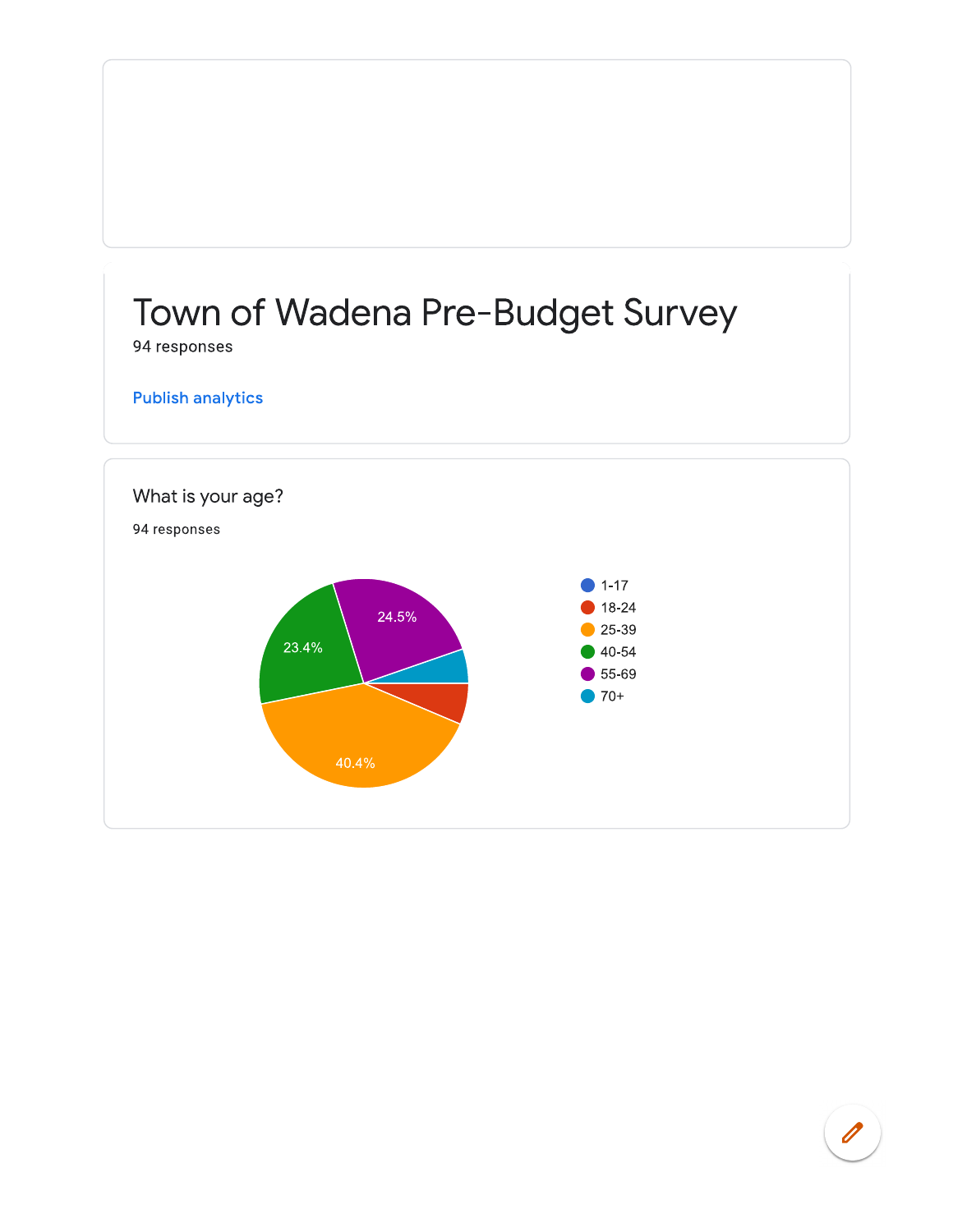# Town of Wadena Pre-Budget Survey

94 responses

Publish analytics

## What is your age?

94 responses

- 1-17
- 18-24
- 25-39
- 40-54
- 55-69
- 70+

40.4%
23.4%
24.5%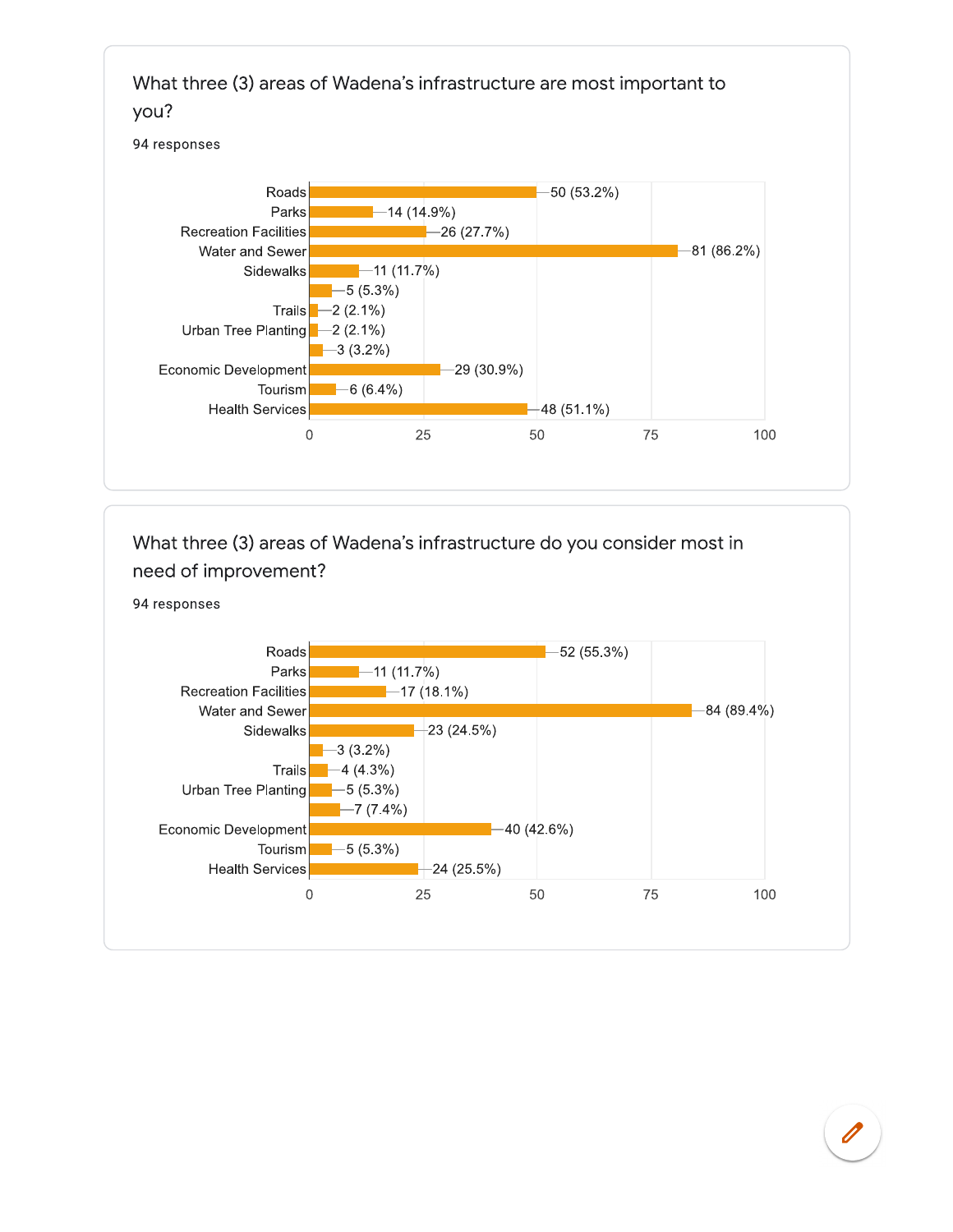## What three (3) areas of Wadena's infrastructure are most important to you?

94 responses

| Area | Responses |
| --- | --- |
| Roads | 50 (53.2%) |
| Parks | 14 (14.9%) |
| Recreation Facilities | 26 (27.7%) |
| Water and Sewer | 81 (86.2%) |
| Sidewalks | 11 (11.7%) |
| | 5 (5.3%) |
| Trails | 2 (2.1%) |
| Urban Tree Planting | 2 (2.1%) |
| | 3 (3.2%) |
| Economic Development | 29 (30.9%) |
| Tourism | 6 (6.4%) |
| Health Services | 48 (51.1%) |

## What three (3) areas of Wadena's infrastructure do you consider most in need of improvement?

94 responses

| Area | Responses |
| --- | --- |
| Roads | 52 (55.3%) |
| Parks | 11 (11.7%) |
| Recreation Facilities | 17 (18.1%) |
| Water and Sewer | 84 (89.4%) |
| Sidewalks | 23 (24.5%) |
| | 3 (3.2%) |
| Trails | 4 (4.3%) |
| Urban Tree Planting | 5 (5.3%) |
| | 7 (7.4%) |
| Economic Development | 40 (42.6%) |
| Tourism | 5 (5.3%) |
| Health Services | 24 (25.5%) |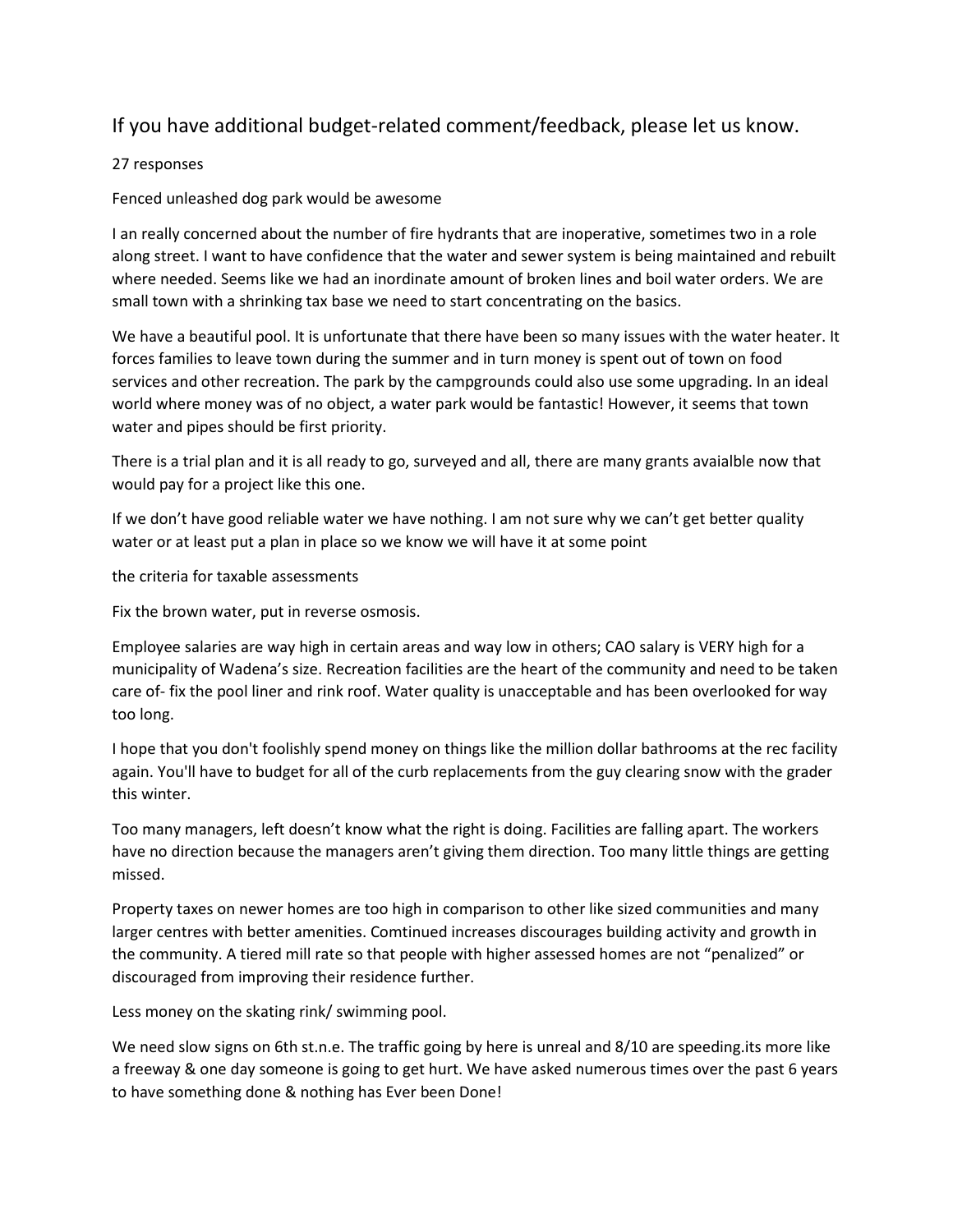## If you have additional budget-related comment/feedback, please let us know.

27 responses

Fenced unleashed dog park would be awesome

I an really concerned about the number of fire hydrants that are inoperative, sometimes two in a role along street. I want to have confidence that the water and sewer system is being maintained and rebuilt where needed. Seems like we had an inordinate amount of broken lines and boil water orders. We are small town with a shrinking tax base we need to start concentrating on the basics.

We have a beautiful pool. It is unfortunate that there have been so many issues with the water heater. It forces families to leave town during the summer and in turn money is spent out of town on food services and other recreation. The park by the campgrounds could also use some upgrading. In an ideal world where money was of no object, a water park would be fantastic! However, it seems that town water and pipes should be first priority.

There is a trial plan and it is all ready to go, surveyed and all, there are many grants avaialble now that would pay for a project like this one.

If we don't have good reliable water we have nothing. I am not sure why we can't get better quality water or at least put a plan in place so we know we will have it at some point

the criteria for taxable assessments

Fix the brown water, put in reverse osmosis.

Employee salaries are way high in certain areas and way low in others; CAO salary is VERY high for a municipality of Wadena's size. Recreation facilities are the heart of the community and need to be taken care of- fix the pool liner and rink roof. Water quality is unacceptable and has been overlooked for way too long.

I hope that you don't foolishly spend money on things like the million dollar bathrooms at the rec facility again. You'll have to budget for all of the curb replacements from the guy clearing snow with the grader this winter.

Too many managers, left doesn't know what the right is doing. Facilities are falling apart. The workers have no direction because the managers aren't giving them direction. Too many little things are getting missed.

Property taxes on newer homes are too high in comparison to other like sized communities and many larger centres with better amenities. Comtinued increases discourages building activity and growth in the community. A tiered mill rate so that people with higher assessed homes are not "penalized" or discouraged from improving their residence further.

Less money on the skating rink/ swimming pool.

We need slow signs on 6th st.n.e. The traffic going by here is unreal and 8/10 are speeding.its more like a freeway & one day someone is going to get hurt. We have asked numerous times over the past 6 years to have something done & nothing has Ever been Done!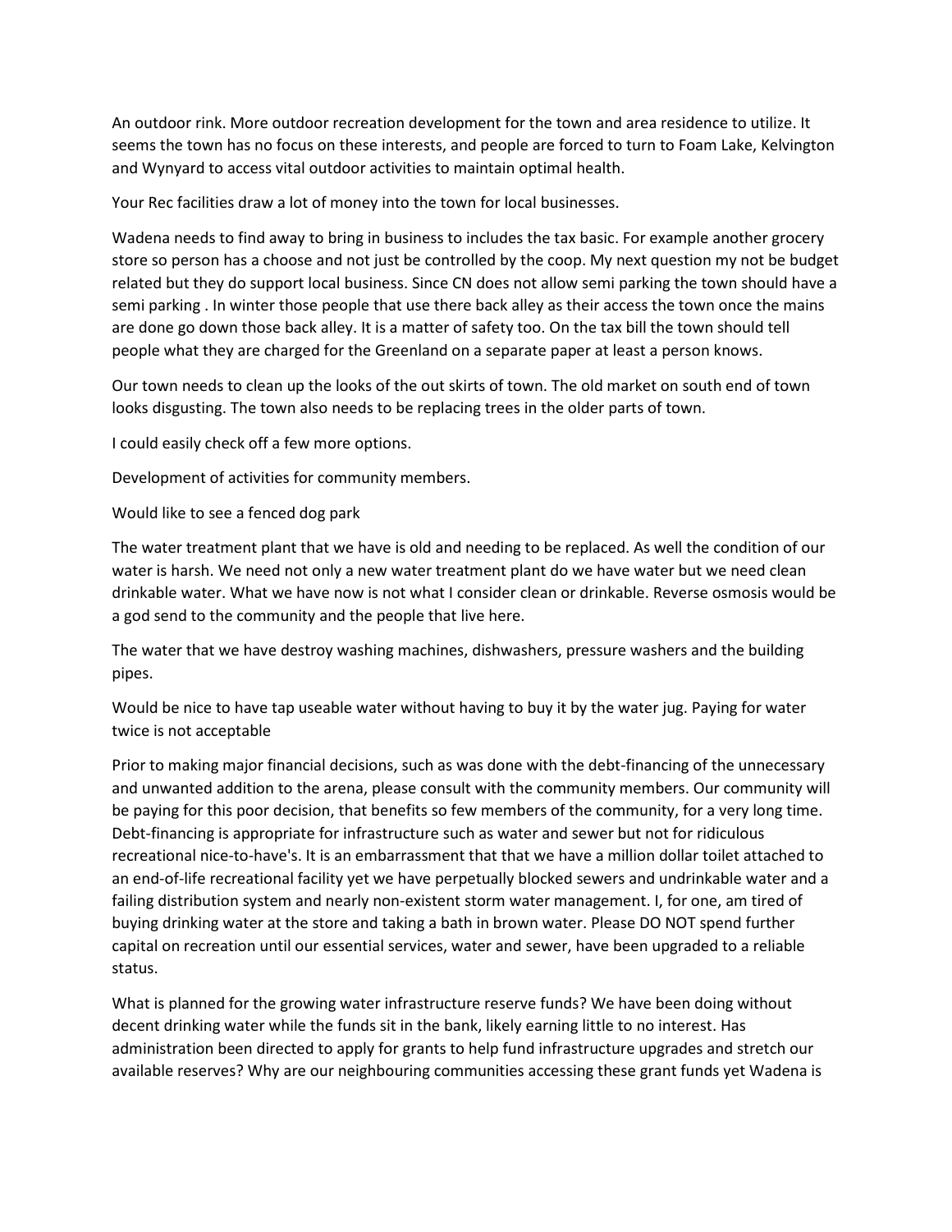An outdoor rink. More outdoor recreation development for the town and area residence to utilize. It seems the town has no focus on these interests, and people are forced to turn to Foam Lake, Kelvington and Wynyard to access vital outdoor activities to maintain optimal health.

Your Rec facilities draw a lot of money into the town for local businesses.

Wadena needs to find away to bring in business to includes the tax basic. For example another grocery store so person has a choose and not just be controlled by the coop. My next question my not be budget related but they do support local business. Since CN does not allow semi parking the town should have a semi parking . In winter those people that use there back alley as their access the town once the mains are done go down those back alley. It is a matter of safety too. On the tax bill the town should tell people what they are charged for the Greenland on a separate paper at least a person knows.

Our town needs to clean up the looks of the out skirts of town. The old market on south end of town looks disgusting. The town also needs to be replacing trees in the older parts of town.

I could easily check off a few more options.

Development of activities for community members.

Would like to see a fenced dog park

The water treatment plant that we have is old and needing to be replaced. As well the condition of our water is harsh. We need not only a new water treatment plant do we have water but we need clean drinkable water. What we have now is not what I consider clean or drinkable. Reverse osmosis would be a god send to the community and the people that live here.

The water that we have destroy washing machines, dishwashers, pressure washers and the building pipes.

Would be nice to have tap useable water without having to buy it by the water jug. Paying for water twice is not acceptable

Prior to making major financial decisions, such as was done with the debt-financing of the unnecessary and unwanted addition to the arena, please consult with the community members. Our community will be paying for this poor decision, that benefits so few members of the community, for a very long time. Debt-financing is appropriate for infrastructure such as water and sewer but not for ridiculous recreational nice-to-have's. It is an embarrassment that that we have a million dollar toilet attached to an end-of-life recreational facility yet we have perpetually blocked sewers and undrinkable water and a failing distribution system and nearly non-existent storm water management. I, for one, am tired of buying drinking water at the store and taking a bath in brown water. Please DO NOT spend further capital on recreation until our essential services, water and sewer, have been upgraded to a reliable status.

What is planned for the growing water infrastructure reserve funds? We have been doing without decent drinking water while the funds sit in the bank, likely earning little to no interest. Has administration been directed to apply for grants to help fund infrastructure upgrades and stretch our available reserves? Why are our neighbouring communities accessing these grant funds yet Wadena is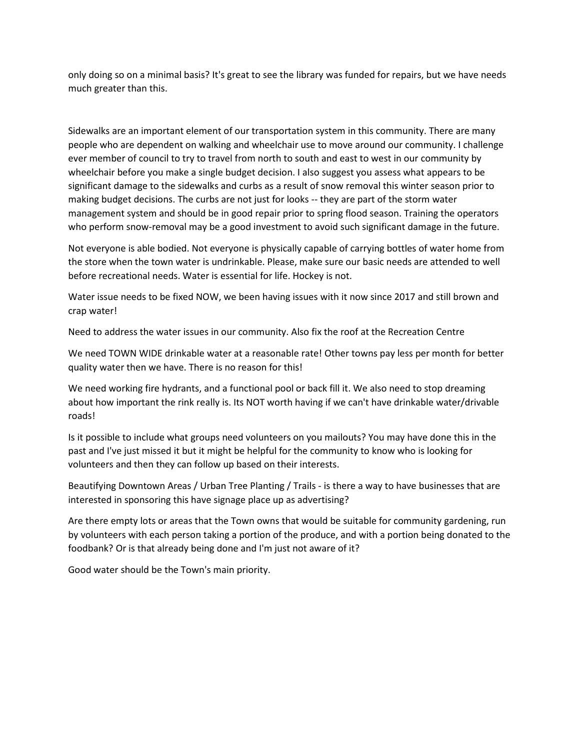only doing so on a minimal basis? It's great to see the library was funded for repairs, but we have needs much greater than this.

Sidewalks are an important element of our transportation system in this community. There are many people who are dependent on walking and wheelchair use to move around our community. I challenge ever member of council to try to travel from north to south and east to west in our community by wheelchair before you make a single budget decision. I also suggest you assess what appears to be significant damage to the sidewalks and curbs as a result of snow removal this winter season prior to making budget decisions. The curbs are not just for looks -- they are part of the storm water management system and should be in good repair prior to spring flood season. Training the operators who perform snow-removal may be a good investment to avoid such significant damage in the future.

Not everyone is able bodied. Not everyone is physically capable of carrying bottles of water home from the store when the town water is undrinkable. Please, make sure our basic needs are attended to well before recreational needs. Water is essential for life. Hockey is not.

Water issue needs to be fixed NOW, we been having issues with it now since 2017 and still brown and crap water!

Need to address the water issues in our community. Also fix the roof at the Recreation Centre

We need TOWN WIDE drinkable water at a reasonable rate! Other towns pay less per month for better quality water then we have. There is no reason for this!

We need working fire hydrants, and a functional pool or back fill it. We also need to stop dreaming about how important the rink really is. Its NOT worth having if we can't have drinkable water/drivable roads!

Is it possible to include what groups need volunteers on you mailouts? You may have done this in the past and I've just missed it but it might be helpful for the community to know who is looking for volunteers and then they can follow up based on their interests.

Beautifying Downtown Areas / Urban Tree Planting / Trails - is there a way to have businesses that are interested in sponsoring this have signage place up as advertising?

Are there empty lots or areas that the Town owns that would be suitable for community gardening, run by volunteers with each person taking a portion of the produce, and with a portion being donated to the foodbank? Or is that already being done and I'm just not aware of it?

Good water should be the Town's main priority.